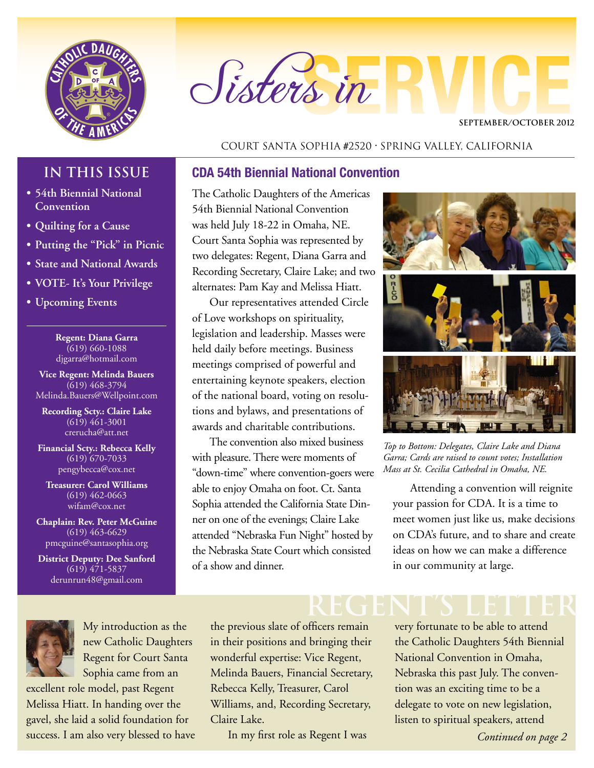# Sisters in SERVICE

SEPTEMBER/OCTOBER 2012

COURT SANTA SOPHIA #2520 · SPRING VALLEY, CALIFORNIA

## IN THIS ISSUE

- 54th Biennial National Convention
- Quilting for a Cause
- Putting the "Pick" in Picnic
- State and National Awards
- VOTE- It's Your Privilege
- Upcoming Events

**Regent: Diana Garra**
(619) 660-1088
djgarra@hotmail.com

**Vice Regent: Melinda Bauers**
(619) 468-3794
Melinda.Bauers@Wellpoint.com

**Recording Scty.: Claire Lake**
(619) 461-3001
crerucha@att.net

**Financial Scty.: Rebecca Kelly**
(619) 670-7033
pengybecca@cox.net

**Treasurer: Carol Williams**
(619) 462-0663
wifam@cox.net

**Chaplain: Rev. Peter McGuine**
(619) 463-6629
pmcguine@santasophia.org

**District Deputy: Dee Sanford**
(619) 471-5837
derunrun48@gmail.com

## CDA 54th Biennial National Convention

The Catholic Daughters of the Americas 54th Biennial National Convention was held July 18-22 in Omaha, NE. Court Santa Sophia was represented by two delegates: Regent, Diana Garra and Recording Secretary, Claire Lake; and two alternates: Pam Kay and Melissa Hiatt.

Our representatives attended Circle of Love workshops on spirituality, legislation and leadership. Masses were held daily before meetings. Business meetings comprised of powerful and entertaining keynote speakers, election of the national board, voting on resolutions and bylaws, and presentations of awards and charitable contributions.

The convention also mixed business with pleasure. There were moments of "down-time" where convention-goers were able to enjoy Omaha on foot. Ct. Santa Sophia attended the California State Dinner on one of the evenings; Claire Lake attended "Nebraska Fun Night" hosted by the Nebraska State Court which consisted of a show and dinner.

*Top to Bottom: Delegates, Claire Lake and Diana Garra; Cards are raised to count votes; Installation Mass at St. Cecilia Cathedral in Omaha, NE.*

Attending a convention will reignite your passion for CDA. It is a time to meet women just like us, make decisions on CDA's future, and to share and create ideas on how we can make a difference in our community at large.

## REGENT'S LETTER

My introduction as the new Catholic Daughters Regent for Court Santa Sophia came from an excellent role model, past Regent Melissa Hiatt. In handing over the gavel, she laid a solid foundation for success. I am also very blessed to have the previous slate of officers remain in their positions and bringing their wonderful expertise: Vice Regent, Melinda Bauers, Financial Secretary, Rebecca Kelly, Treasurer, Carol Williams, and, Recording Secretary, Claire Lake.

In my first role as Regent I was very fortunate to be able to attend the Catholic Daughters 54th Biennial National Convention in Omaha, Nebraska this past July. The convention was an exciting time to be a delegate to vote on new legislation, listen to spiritual speakers, attend

*Continued on page 2*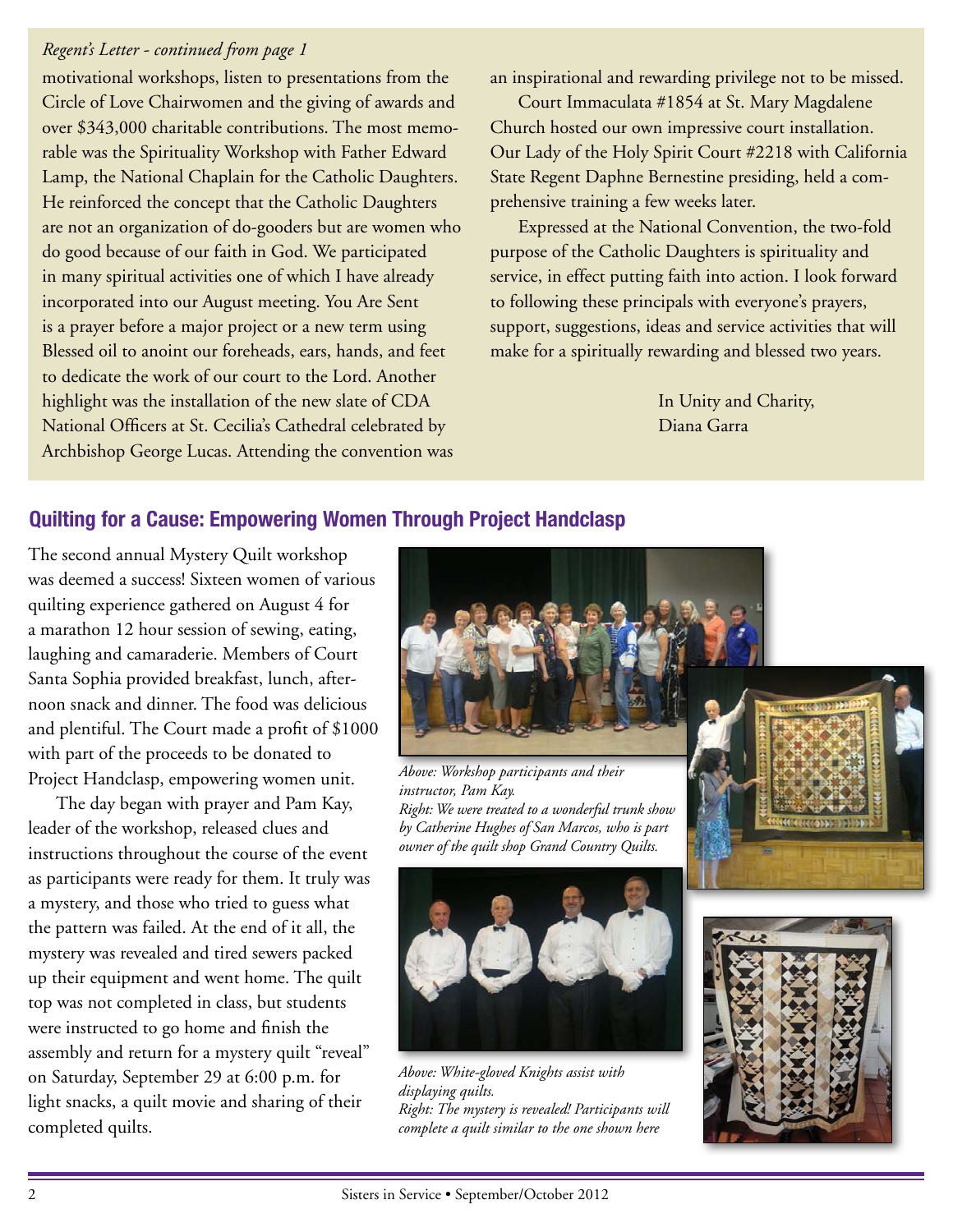*Regent's Letter - continued from page 1*

motivational workshops, listen to presentations from the Circle of Love Chairwomen and the giving of awards and over $343,000 charitable contributions. The most memorable was the Spirituality Workshop with Father Edward Lamp, the National Chaplain for the Catholic Daughters. He reinforced the concept that the Catholic Daughters are not an organization of do-gooders but are women who do good because of our faith in God. We participated in many spiritual activities one of which I have already incorporated into our August meeting. You Are Sent is a prayer before a major project or a new term using Blessed oil to anoint our foreheads, ears, hands, and feet to dedicate the work of our court to the Lord. Another highlight was the installation of the new slate of CDA National Officers at St. Cecilia's Cathedral celebrated by Archbishop George Lucas. Attending the convention was an inspirational and rewarding privilege not to be missed.

Court Immaculata #1854 at St. Mary Magdalene Church hosted our own impressive court installation. Our Lady of the Holy Spirit Court #2218 with California State Regent Daphne Bernestine presiding, held a comprehensive training a few weeks later.

Expressed at the National Convention, the two-fold purpose of the Catholic Daughters is spirituality and service, in effect putting faith into action. I look forward to following these principals with everyone's prayers, support, suggestions, ideas and service activities that will make for a spiritually rewarding and blessed two years.

In Unity and Charity,
Diana Garra

## Quilting for a Cause: Empowering Women Through Project Handclasp

The second annual Mystery Quilt workshop was deemed a success! Sixteen women of various quilting experience gathered on August 4 for a marathon 12 hour session of sewing, eating, laughing and camaraderie. Members of Court Santa Sophia provided breakfast, lunch, afternoon snack and dinner. The food was delicious and plentiful. The Court made a profit of $1000 with part of the proceeds to be donated to Project Handclasp, empowering women unit.

The day began with prayer and Pam Kay, leader of the workshop, released clues and instructions throughout the course of the event as participants were ready for them. It truly was a mystery, and those who tried to guess what the pattern was failed. At the end of it all, the mystery was revealed and tired sewers packed up their equipment and went home. The quilt top was not completed in class, but students were instructed to go home and finish the assembly and return for a mystery quilt "reveal" on Saturday, September 29 at 6:00 p.m. for light snacks, a quilt movie and sharing of their completed quilts.

*Above: Workshop participants and their instructor, Pam Kay.*
*Right: We were treated to a wonderful trunk show by Catherine Hughes of San Marcos, who is part owner of the quilt shop Grand Country Quilts.*

*Above: White-gloved Knights assist with displaying quilts.*
*Right: The mystery is revealed! Participants will complete a quilt similar to the one shown here*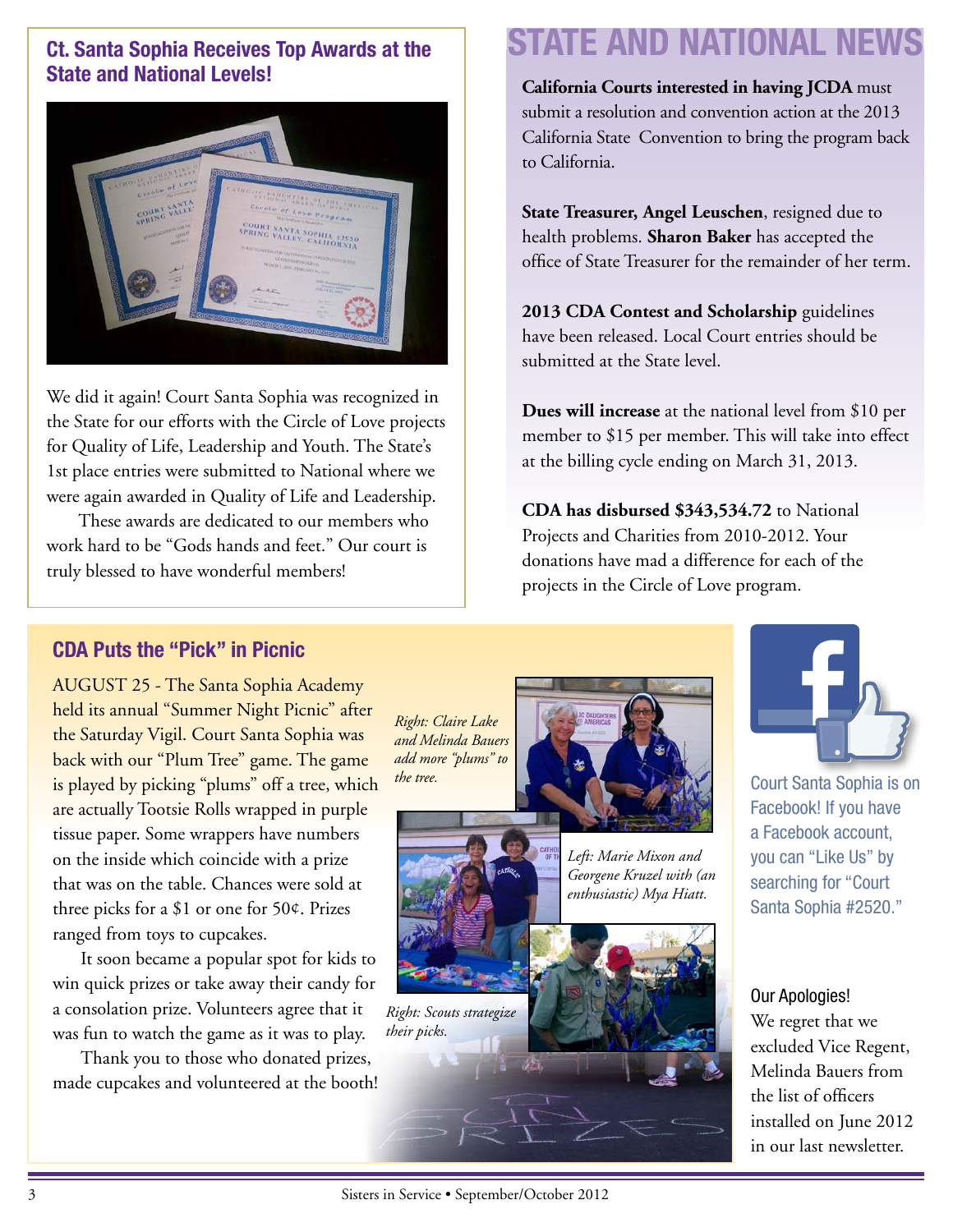## Ct. Santa Sophia Receives Top Awards at the State and National Levels!

We did it again! Court Santa Sophia was recognized in the State for our efforts with the Circle of Love projects for Quality of Life, Leadership and Youth. The State's 1st place entries were submitted to National where we were again awarded in Quality of Life and Leadership.

These awards are dedicated to our members who work hard to be "Gods hands and feet." Our court is truly blessed to have wonderful members!

# STATE AND NATIONAL NEWS

**California Courts interested in having JCDA** must submit a resolution and convention action at the 2013 California State Convention to bring the program back to California.

**State Treasurer, Angel Leuschen**, resigned due to health problems. **Sharon Baker** has accepted the office of State Treasurer for the remainder of her term.

**2013 CDA Contest and Scholarship** guidelines have been released. Local Court entries should be submitted at the State level.

**Dues will increase** at the national level from $10 per member to $15 per member. This will take into effect at the billing cycle ending on March 31, 2013.

**CDA has disbursed $343,534.72** to National Projects and Charities from 2010-2012. Your donations have mad a difference for each of the projects in the Circle of Love program.

## CDA Puts the "Pick" in Picnic

AUGUST 25 - The Santa Sophia Academy held its annual "Summer Night Picnic" after the Saturday Vigil. Court Santa Sophia was back with our "Plum Tree" game. The game is played by picking "plums" off a tree, which are actually Tootsie Rolls wrapped in purple tissue paper. Some wrappers have numbers on the inside which coincide with a prize that was on the table. Chances were sold at three picks for a $1 or one for 50¢. Prizes ranged from toys to cupcakes.

It soon became a popular spot for kids to win quick prizes or take away their candy for a consolation prize. Volunteers agree that it was fun to watch the game as it was to play.

Thank you to those who donated prizes, made cupcakes and volunteered at the booth!

*Right: Claire Lake and Melinda Bauers add more "plums" to the tree.*

*Left: Marie Mixon and Georgene Kruzel with (an enthusiastic) Mya Hiatt.*

*Right: Scouts strategize their picks.*

Court Santa Sophia is on Facebook! If you have a Facebook account, you can "Like Us" by searching for "Court Santa Sophia #2520."

### Our Apologies!

We regret that we excluded Vice Regent, Melinda Bauers from the list of officers installed on June 2012 in our last newsletter.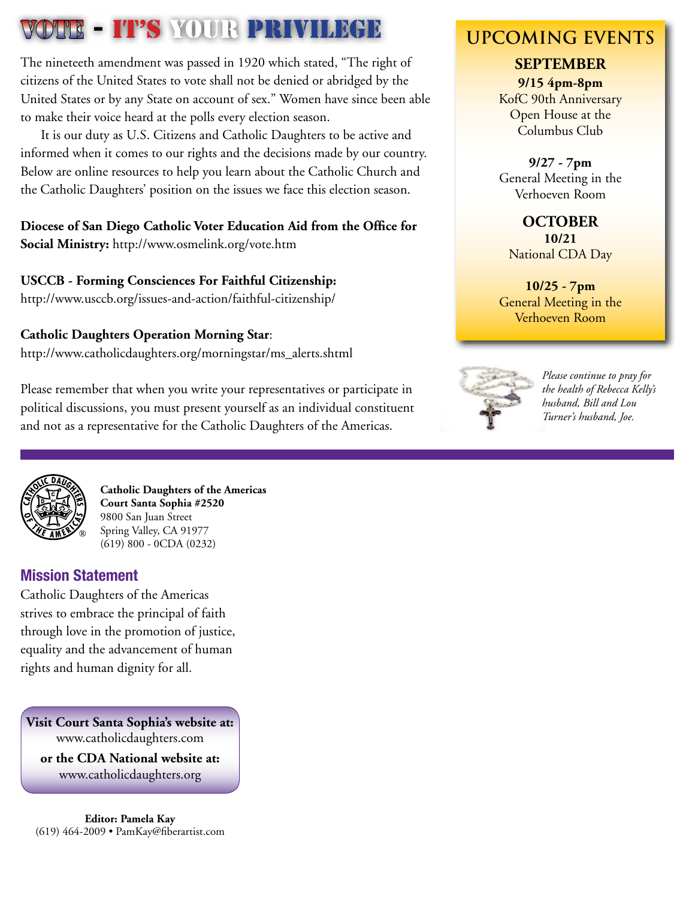# VOTE - IT'S YOUR PRIVILEGE

The nineteeth amendment was passed in 1920 which stated, "The right of citizens of the United States to vote shall not be denied or abridged by the United States or by any State on account of sex." Women have since been able to make their voice heard at the polls every election season.

It is our duty as U.S. Citizens and Catholic Daughters to be active and informed when it comes to our rights and the decisions made by our country. Below are online resources to help you learn about the Catholic Church and the Catholic Daughters' position on the issues we face this election season.

**Diocese of San Diego Catholic Voter Education Aid from the Office for Social Ministry:** http://www.osmelink.org/vote.htm

**USCCB - Forming Consciences For Faithful Citizenship:**
http://www.usccb.org/issues-and-action/faithful-citizenship/

**Catholic Daughters Operation Morning Star**:
http://www.catholicdaughters.org/morningstar/ms_alerts.shtml

Please remember that when you write your representatives or participate in political discussions, you must present yourself as an individual constituent and not as a representative for the Catholic Daughters of the Americas.

## UPCOMING EVENTS

### SEPTEMBER

**9/15 4pm-8pm**
KofC 90th Anniversary Open House at the Columbus Club

**9/27 - 7pm**
General Meeting in the Verhoeven Room

### OCTOBER

**10/21**
National CDA Day

**10/25 - 7pm**
General Meeting in the Verhoeven Room

*Please continue to pray for the health of Rebecca Kelly's husband, Bill and Lou Turner's husband, Joe.*

**Catholic Daughters of the Americas**
**Court Santa Sophia #2520**
9800 San Juan Street
Spring Valley, CA 91977
(619) 800 - 0CDA (0232)

## Mission Statement

Catholic Daughters of the Americas strives to embrace the principal of faith through love in the promotion of justice, equality and the advancement of human rights and human dignity for all.

**Visit Court Santa Sophia's website at:**
www.catholicdaughters.com
**or the CDA National website at:**
www.catholicdaughters.org

**Editor: Pamela Kay**
(619) 464-2009 • PamKay@fiberartist.com